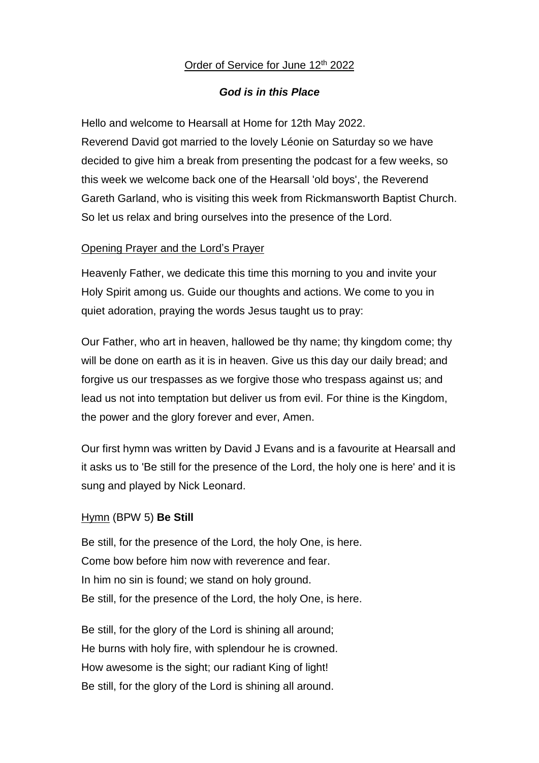Order of Service for June 12th 2022

***God is in this Place***

Hello and welcome to Hearsall at Home for 12th May 2022.
Reverend David got married to the lovely Léonie on Saturday so we have decided to give him a break from presenting the podcast for a few weeks, so this week we welcome back one of the Hearsall 'old boys', the Reverend Gareth Garland, who is visiting this week from Rickmansworth Baptist Church. So let us relax and bring ourselves into the presence of the Lord.

Opening Prayer and the Lord's Prayer

Heavenly Father, we dedicate this time this morning to you and invite your Holy Spirit among us. Guide our thoughts and actions. We come to you in quiet adoration, praying the words Jesus taught us to pray:

Our Father, who art in heaven, hallowed be thy name; thy kingdom come; thy will be done on earth as it is in heaven. Give us this day our daily bread; and forgive us our trespasses as we forgive those who trespass against us; and lead us not into temptation but deliver us from evil. For thine is the Kingdom, the power and the glory forever and ever, Amen.

Our first hymn was written by David J Evans and is a favourite at Hearsall and it asks us to 'Be still for the presence of the Lord, the holy one is here' and it is sung and played by Nick Leonard.

Hymn (BPW 5) **Be Still**

Be still, for the presence of the Lord, the holy One, is here.
Come bow before him now with reverence and fear.
In him no sin is found; we stand on holy ground.
Be still, for the presence of the Lord, the holy One, is here.

Be still, for the glory of the Lord is shining all around;
He burns with holy fire, with splendour he is crowned.
How awesome is the sight; our radiant King of light!
Be still, for the glory of the Lord is shining all around.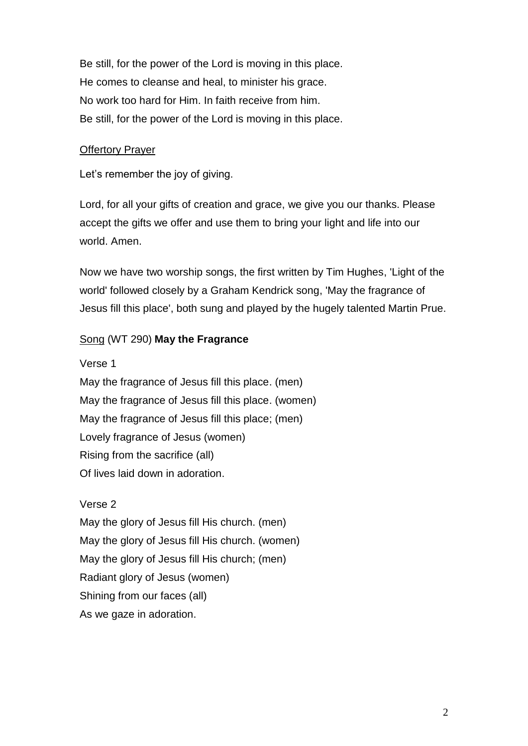Be still, for the power of the Lord is moving in this place.
He comes to cleanse and heal, to minister his grace.
No work too hard for Him. In faith receive from him.
Be still, for the power of the Lord is moving in this place.

Offertory Prayer

Let’s remember the joy of giving.

Lord, for all your gifts of creation and grace, we give you our thanks. Please accept the gifts we offer and use them to bring your light and life into our world. Amen.

Now we have two worship songs, the first written by Tim Hughes, 'Light of the world' followed closely by a Graham Kendrick song, 'May the fragrance of Jesus fill this place', both sung and played by the hugely talented Martin Prue.

Song (WT 290) **May the Fragrance**

Verse 1
May the fragrance of Jesus fill this place. (men)
May the fragrance of Jesus fill this place. (women)
May the fragrance of Jesus fill this place; (men)
Lovely fragrance of Jesus (women)
Rising from the sacrifice (all)
Of lives laid down in adoration.

Verse 2
May the glory of Jesus fill His church. (men)
May the glory of Jesus fill His church. (women)
May the glory of Jesus fill His church; (men)
Radiant glory of Jesus (women)
Shining from our faces (all)
As we gaze in adoration.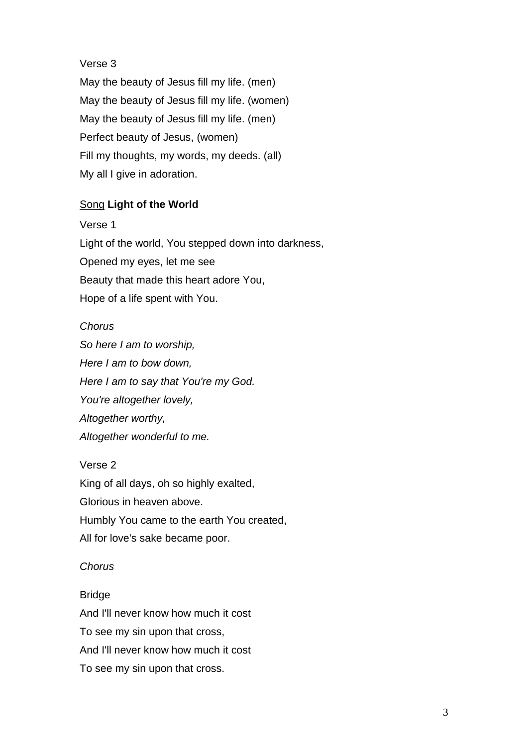Verse 3

May the beauty of Jesus fill my life. (men)
May the beauty of Jesus fill my life. (women)
May the beauty of Jesus fill my life. (men)
Perfect beauty of Jesus, (women)
Fill my thoughts, my words, my deeds. (all)
My all I give in adoration.

Song **Light of the World**

Verse 1

Light of the world, You stepped down into darkness,
Opened my eyes, let me see
Beauty that made this heart adore You,
Hope of a life spent with You.

*Chorus*

*So here I am to worship,*
*Here I am to bow down,*
*Here I am to say that You're my God.*
*You're altogether lovely,*
*Altogether worthy,*
*Altogether wonderful to me.*

Verse 2

King of all days, oh so highly exalted,
Glorious in heaven above.
Humbly You came to the earth You created,
All for love's sake became poor.

*Chorus*

Bridge

And I'll never know how much it cost
To see my sin upon that cross,
And I'll never know how much it cost
To see my sin upon that cross.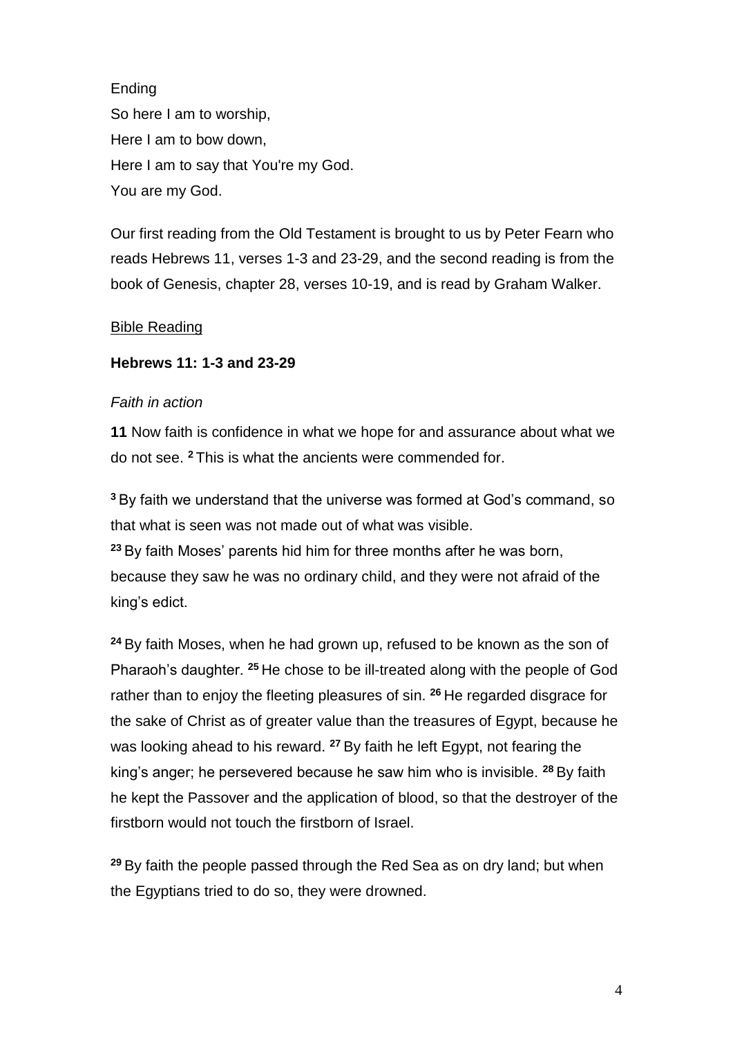Ending

So here I am to worship,
Here I am to bow down,
Here I am to say that You're my God.
You are my God.

Our first reading from the Old Testament is brought to us by Peter Fearn who reads Hebrews 11, verses 1-3 and 23-29, and the second reading is from the book of Genesis, chapter 28, verses 10-19, and is read by Graham Walker.

Bible Reading

**Hebrews 11: 1-3 and 23-29**

*Faith in action*

**11** Now faith is confidence in what we hope for and assurance about what we do not see. **2** This is what the ancients were commended for.

**3** By faith we understand that the universe was formed at God's command, so that what is seen was not made out of what was visible.
**23** By faith Moses' parents hid him for three months after he was born, because they saw he was no ordinary child, and they were not afraid of the king's edict.

**24** By faith Moses, when he had grown up, refused to be known as the son of Pharaoh's daughter. **25** He chose to be ill-treated along with the people of God rather than to enjoy the fleeting pleasures of sin. **26** He regarded disgrace for the sake of Christ as of greater value than the treasures of Egypt, because he was looking ahead to his reward. **27** By faith he left Egypt, not fearing the king's anger; he persevered because he saw him who is invisible. **28** By faith he kept the Passover and the application of blood, so that the destroyer of the firstborn would not touch the firstborn of Israel.

**29** By faith the people passed through the Red Sea as on dry land; but when the Egyptians tried to do so, they were drowned.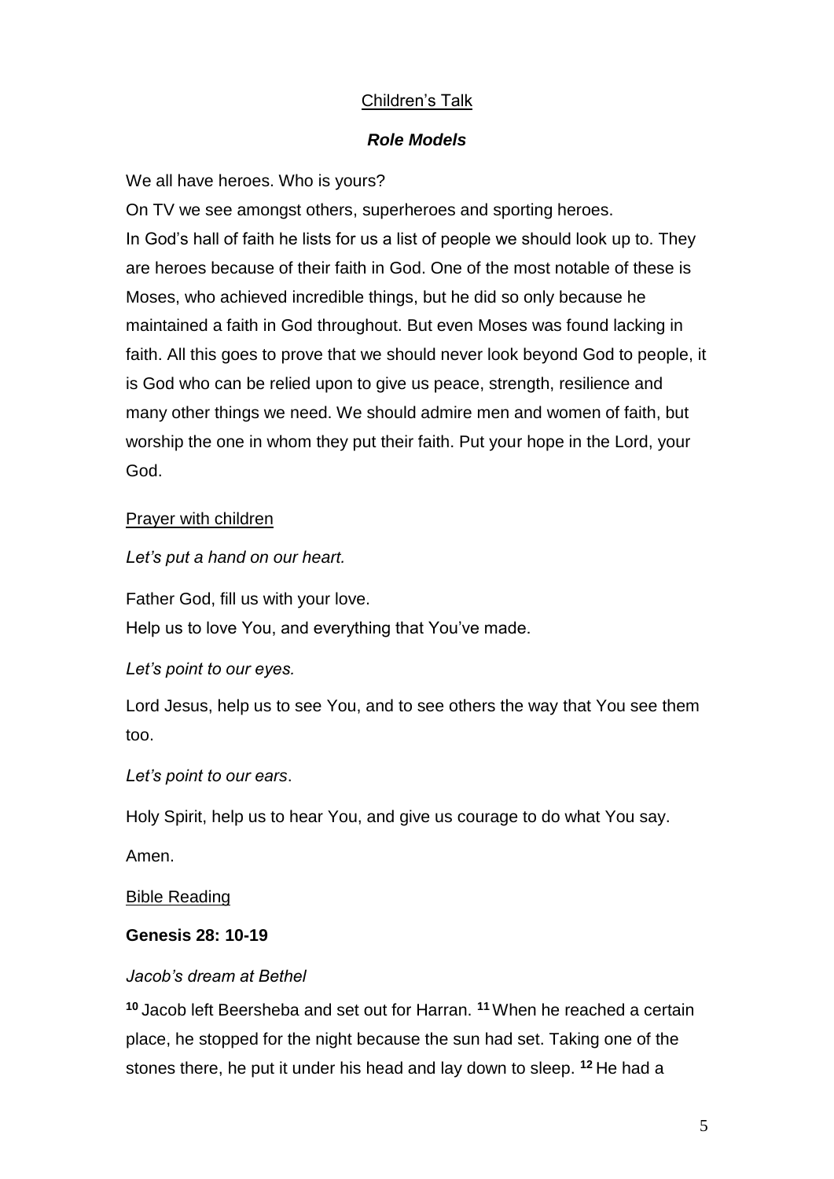## Children's Talk

### *Role Models*

We all have heroes. Who is yours?

On TV we see amongst others, superheroes and sporting heroes.

In God's hall of faith he lists for us a list of people we should look up to. They are heroes because of their faith in God. One of the most notable of these is Moses, who achieved incredible things, but he did so only because he maintained a faith in God throughout. But even Moses was found lacking in faith. All this goes to prove that we should never look beyond God to people, it is God who can be relied upon to give us peace, strength, resilience and many other things we need. We should admire men and women of faith, but worship the one in whom they put their faith. Put your hope in the Lord, your God.

### Prayer with children

*Let's put a hand on our heart.*

Father God, fill us with your love.

Help us to love You, and everything that You've made.

*Let's point to our eyes.*

Lord Jesus, help us to see You, and to see others the way that You see them too.

*Let's point to our ears*.

Holy Spirit, help us to hear You, and give us courage to do what You say.

Amen.

### Bible Reading

**Genesis 28: 10-19**

*Jacob's dream at Bethel*

**10** Jacob left Beersheba and set out for Harran. **11** When he reached a certain place, he stopped for the night because the sun had set. Taking one of the stones there, he put it under his head and lay down to sleep. **12** He had a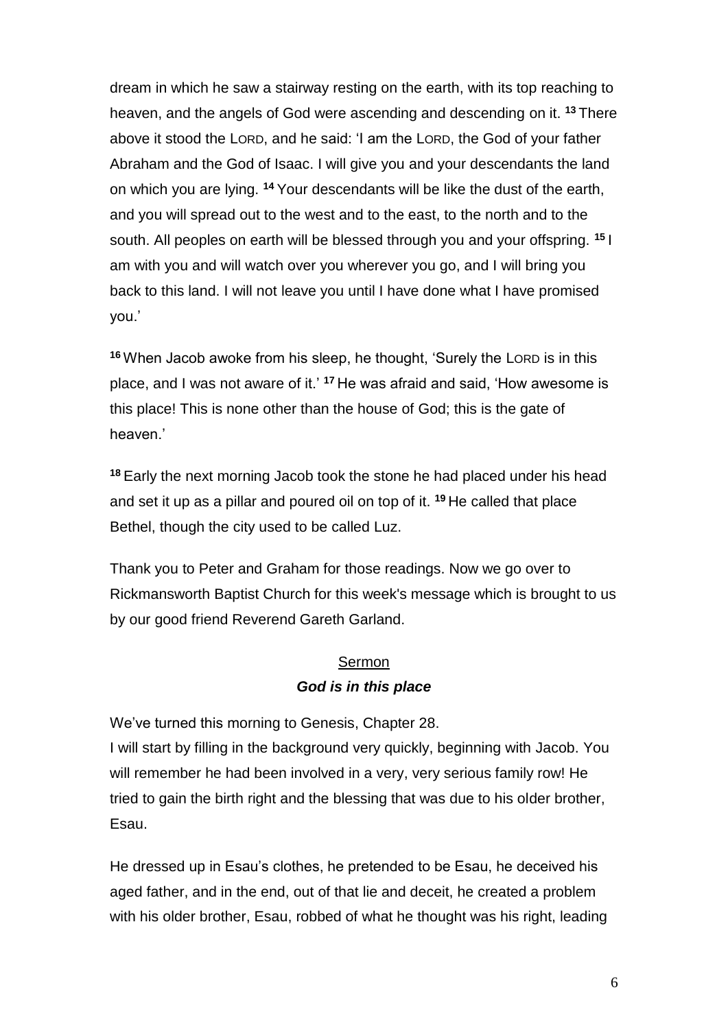dream in which he saw a stairway resting on the earth, with its top reaching to heaven, and the angels of God were ascending and descending on it. [13] There above it stood the LORD, and he said: 'I am the LORD, the God of your father Abraham and the God of Isaac. I will give you and your descendants the land on which you are lying. [14] Your descendants will be like the dust of the earth, and you will spread out to the west and to the east, to the north and to the south. All peoples on earth will be blessed through you and your offspring. [15] I am with you and will watch over you wherever you go, and I will bring you back to this land. I will not leave you until I have done what I have promised you.'

[16] When Jacob awoke from his sleep, he thought, 'Surely the LORD is in this place, and I was not aware of it.' [17] He was afraid and said, 'How awesome is this place! This is none other than the house of God; this is the gate of heaven.'

[18] Early the next morning Jacob took the stone he had placed under his head and set it up as a pillar and poured oil on top of it. [19] He called that place Bethel, though the city used to be called Luz.

Thank you to Peter and Graham for those readings. Now we go over to Rickmansworth Baptist Church for this week's message which is brought to us by our good friend Reverend Gareth Garland.

## Sermon

### ***God is in this place***

We've turned this morning to Genesis, Chapter 28.
I will start by filling in the background very quickly, beginning with Jacob. You will remember he had been involved in a very, very serious family row! He tried to gain the birth right and the blessing that was due to his older brother, Esau.

He dressed up in Esau's clothes, he pretended to be Esau, he deceived his aged father, and in the end, out of that lie and deceit, he created a problem with his older brother, Esau, robbed of what he thought was his right, leading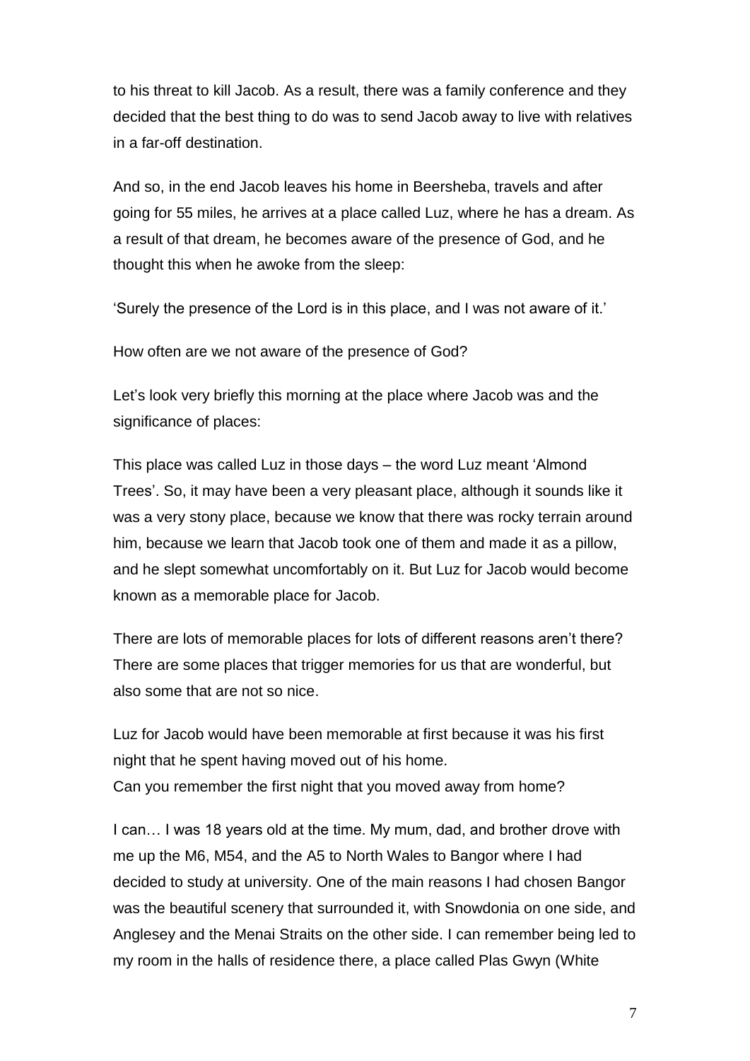to his threat to kill Jacob. As a result, there was a family conference and they decided that the best thing to do was to send Jacob away to live with relatives in a far-off destination.

And so, in the end Jacob leaves his home in Beersheba, travels and after going for 55 miles, he arrives at a place called Luz, where he has a dream. As a result of that dream, he becomes aware of the presence of God, and he thought this when he awoke from the sleep:

'Surely the presence of the Lord is in this place, and I was not aware of it.'

How often are we not aware of the presence of God?

Let's look very briefly this morning at the place where Jacob was and the significance of places:

This place was called Luz in those days – the word Luz meant 'Almond Trees'. So, it may have been a very pleasant place, although it sounds like it was a very stony place, because we know that there was rocky terrain around him, because we learn that Jacob took one of them and made it as a pillow, and he slept somewhat uncomfortably on it. But Luz for Jacob would become known as a memorable place for Jacob.

There are lots of memorable places for lots of different reasons aren't there? There are some places that trigger memories for us that are wonderful, but also some that are not so nice.

Luz for Jacob would have been memorable at first because it was his first night that he spent having moved out of his home.
Can you remember the first night that you moved away from home?

I can… I was 18 years old at the time. My mum, dad, and brother drove with me up the M6, M54, and the A5 to North Wales to Bangor where I had decided to study at university. One of the main reasons I had chosen Bangor was the beautiful scenery that surrounded it, with Snowdonia on one side, and Anglesey and the Menai Straits on the other side. I can remember being led to my room in the halls of residence there, a place called Plas Gwyn (White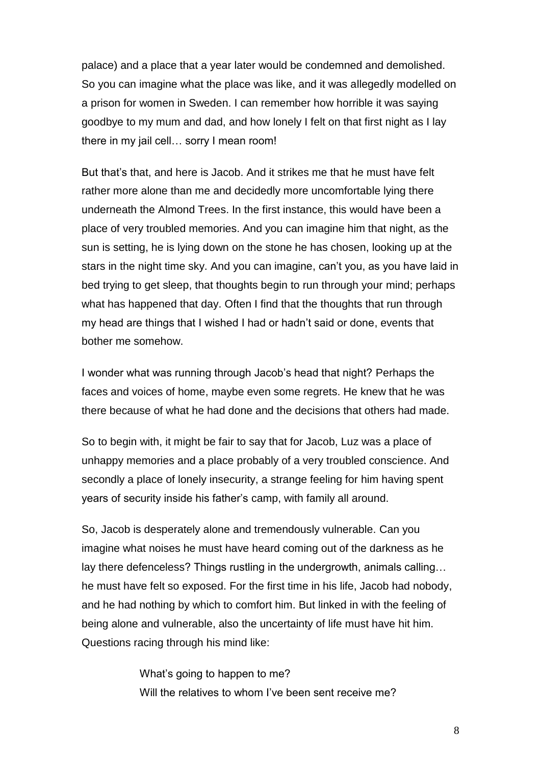palace) and a place that a year later would be condemned and demolished. So you can imagine what the place was like, and it was allegedly modelled on a prison for women in Sweden. I can remember how horrible it was saying goodbye to my mum and dad, and how lonely I felt on that first night as I lay there in my jail cell… sorry I mean room!

But that's that, and here is Jacob. And it strikes me that he must have felt rather more alone than me and decidedly more uncomfortable lying there underneath the Almond Trees. In the first instance, this would have been a place of very troubled memories. And you can imagine him that night, as the sun is setting, he is lying down on the stone he has chosen, looking up at the stars in the night time sky. And you can imagine, can't you, as you have laid in bed trying to get sleep, that thoughts begin to run through your mind; perhaps what has happened that day. Often I find that the thoughts that run through my head are things that I wished I had or hadn't said or done, events that bother me somehow.

I wonder what was running through Jacob's head that night? Perhaps the faces and voices of home, maybe even some regrets. He knew that he was there because of what he had done and the decisions that others had made.

So to begin with, it might be fair to say that for Jacob, Luz was a place of unhappy memories and a place probably of a very troubled conscience. And secondly a place of lonely insecurity, a strange feeling for him having spent years of security inside his father's camp, with family all around.

So, Jacob is desperately alone and tremendously vulnerable. Can you imagine what noises he must have heard coming out of the darkness as he lay there defenceless? Things rustling in the undergrowth, animals calling… he must have felt so exposed. For the first time in his life, Jacob had nobody, and he had nothing by which to comfort him. But linked in with the feeling of being alone and vulnerable, also the uncertainty of life must have hit him. Questions racing through his mind like:

> What's going to happen to me?
> Will the relatives to whom I've been sent receive me?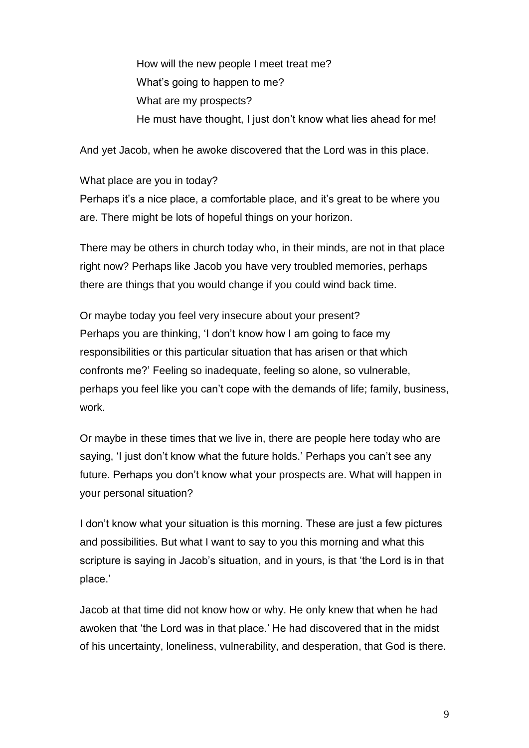How will the new people I meet treat me?
What's going to happen to me?
What are my prospects?
He must have thought, I just don't know what lies ahead for me!

And yet Jacob, when he awoke discovered that the Lord was in this place.

What place are you in today?
Perhaps it's a nice place, a comfortable place, and it's great to be where you are. There might be lots of hopeful things on your horizon.

There may be others in church today who, in their minds, are not in that place right now? Perhaps like Jacob you have very troubled memories, perhaps there are things that you would change if you could wind back time.

Or maybe today you feel very insecure about your present?
Perhaps you are thinking, 'I don't know how I am going to face my responsibilities or this particular situation that has arisen or that which confronts me?' Feeling so inadequate, feeling so alone, so vulnerable, perhaps you feel like you can't cope with the demands of life; family, business, work.

Or maybe in these times that we live in, there are people here today who are saying, 'I just don't know what the future holds.' Perhaps you can't see any future. Perhaps you don't know what your prospects are. What will happen in your personal situation?

I don't know what your situation is this morning. These are just a few pictures and possibilities. But what I want to say to you this morning and what this scripture is saying in Jacob's situation, and in yours, is that 'the Lord is in that place.'

Jacob at that time did not know how or why. He only knew that when he had awoken that 'the Lord was in that place.' He had discovered that in the midst of his uncertainty, loneliness, vulnerability, and desperation, that God is there.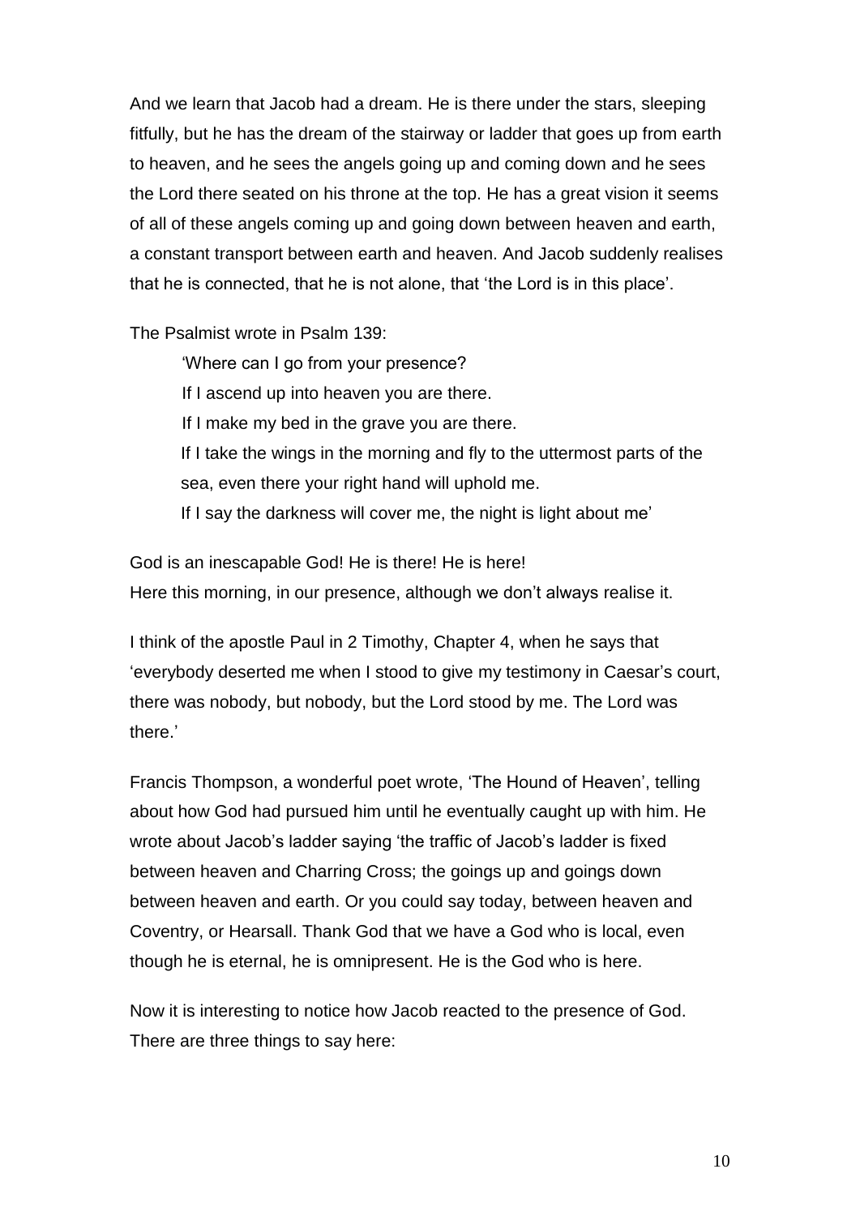And we learn that Jacob had a dream. He is there under the stars, sleeping fitfully, but he has the dream of the stairway or ladder that goes up from earth to heaven, and he sees the angels going up and coming down and he sees the Lord there seated on his throne at the top. He has a great vision it seems of all of these angels coming up and going down between heaven and earth, a constant transport between earth and heaven. And Jacob suddenly realises that he is connected, that he is not alone, that 'the Lord is in this place'.

The Psalmist wrote in Psalm 139:

> 'Where can I go from your presence?
> If I ascend up into heaven you are there.
> If I make my bed in the grave you are there.
> If I take the wings in the morning and fly to the uttermost parts of the sea, even there your right hand will uphold me.
> If I say the darkness will cover me, the night is light about me'

God is an inescapable God! He is there! He is here!
Here this morning, in our presence, although we don't always realise it.

I think of the apostle Paul in 2 Timothy, Chapter 4, when he says that 'everybody deserted me when I stood to give my testimony in Caesar's court, there was nobody, but nobody, but the Lord stood by me. The Lord was there.'

Francis Thompson, a wonderful poet wrote, 'The Hound of Heaven', telling about how God had pursued him until he eventually caught up with him. He wrote about Jacob's ladder saying 'the traffic of Jacob's ladder is fixed between heaven and Charring Cross; the goings up and goings down between heaven and earth. Or you could say today, between heaven and Coventry, or Hearsall. Thank God that we have a God who is local, even though he is eternal, he is omnipresent. He is the God who is here.

Now it is interesting to notice how Jacob reacted to the presence of God. There are three things to say here: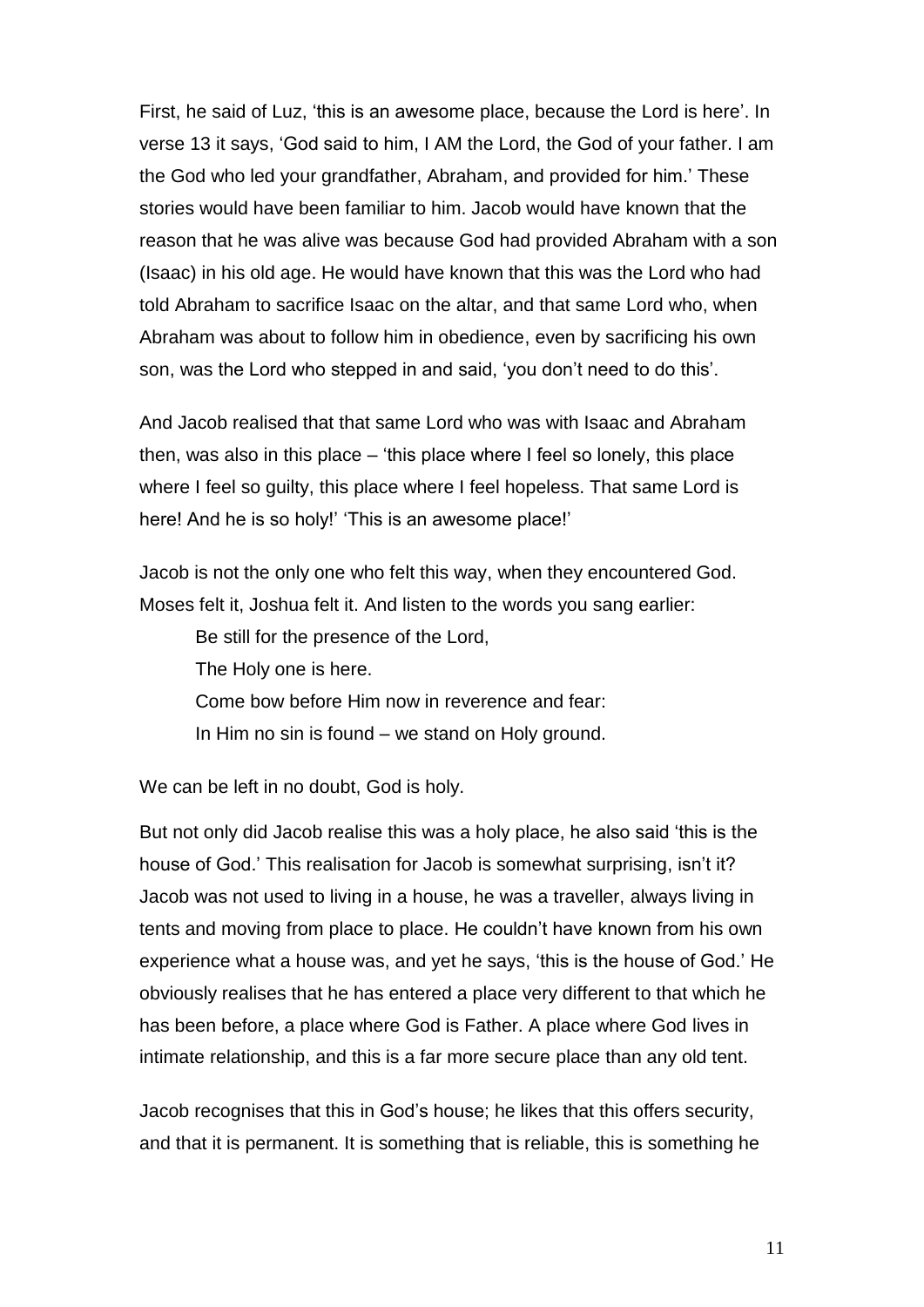First, he said of Luz, ‘this is an awesome place, because the Lord is here’. In verse 13 it says, ‘God said to him, I AM the Lord, the God of your father. I am the God who led your grandfather, Abraham, and provided for him.’ These stories would have been familiar to him. Jacob would have known that the reason that he was alive was because God had provided Abraham with a son (Isaac) in his old age. He would have known that this was the Lord who had told Abraham to sacrifice Isaac on the altar, and that same Lord who, when Abraham was about to follow him in obedience, even by sacrificing his own son, was the Lord who stepped in and said, ‘you don’t need to do this’.

And Jacob realised that that same Lord who was with Isaac and Abraham then, was also in this place – ‘this place where I feel so lonely, this place where I feel so guilty, this place where I feel hopeless. That same Lord is here! And he is so holy!’ ‘This is an awesome place!’

Jacob is not the only one who felt this way, when they encountered God. Moses felt it, Joshua felt it. And listen to the words you sang earlier:

> Be still for the presence of the Lord,
> The Holy one is here.
> Come bow before Him now in reverence and fear:
> In Him no sin is found – we stand on Holy ground.

We can be left in no doubt, God is holy.

But not only did Jacob realise this was a holy place, he also said ‘this is the house of God.’ This realisation for Jacob is somewhat surprising, isn’t it? Jacob was not used to living in a house, he was a traveller, always living in tents and moving from place to place. He couldn’t have known from his own experience what a house was, and yet he says, ‘this is the house of God.’ He obviously realises that he has entered a place very different to that which he has been before, a place where God is Father. A place where God lives in intimate relationship, and this is a far more secure place than any old tent.

Jacob recognises that this in God’s house; he likes that this offers security, and that it is permanent. It is something that is reliable, this is something he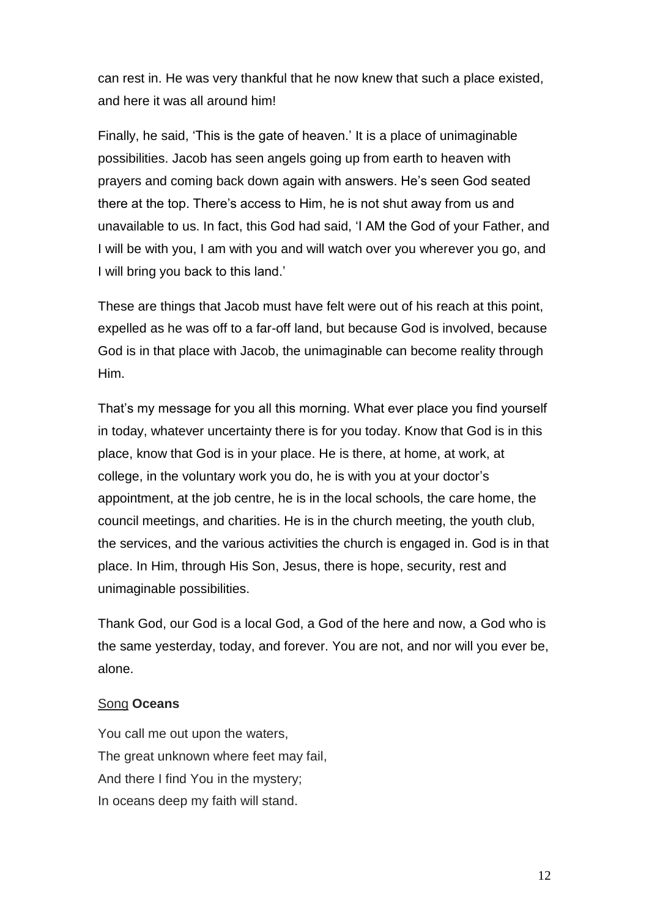can rest in. He was very thankful that he now knew that such a place existed, and here it was all around him!

Finally, he said, 'This is the gate of heaven.' It is a place of unimaginable possibilities. Jacob has seen angels going up from earth to heaven with prayers and coming back down again with answers. He's seen God seated there at the top. There's access to Him, he is not shut away from us and unavailable to us. In fact, this God had said, 'I AM the God of your Father, and I will be with you, I am with you and will watch over you wherever you go, and I will bring you back to this land.'

These are things that Jacob must have felt were out of his reach at this point, expelled as he was off to a far-off land, but because God is involved, because God is in that place with Jacob, the unimaginable can become reality through Him.

That's my message for you all this morning. What ever place you find yourself in today, whatever uncertainty there is for you today. Know that God is in this place, know that God is in your place. He is there, at home, at work, at college, in the voluntary work you do, he is with you at your doctor's appointment, at the job centre, he is in the local schools, the care home, the council meetings, and charities. He is in the church meeting, the youth club, the services, and the various activities the church is engaged in. God is in that place. In Him, through His Son, Jesus, there is hope, security, rest and unimaginable possibilities.

Thank God, our God is a local God, a God of the here and now, a God who is the same yesterday, today, and forever. You are not, and nor will you ever be, alone.

<u>Song</u> **Oceans**

You call me out upon the waters,
The great unknown where feet may fail,
And there I find You in the mystery;
In oceans deep my faith will stand.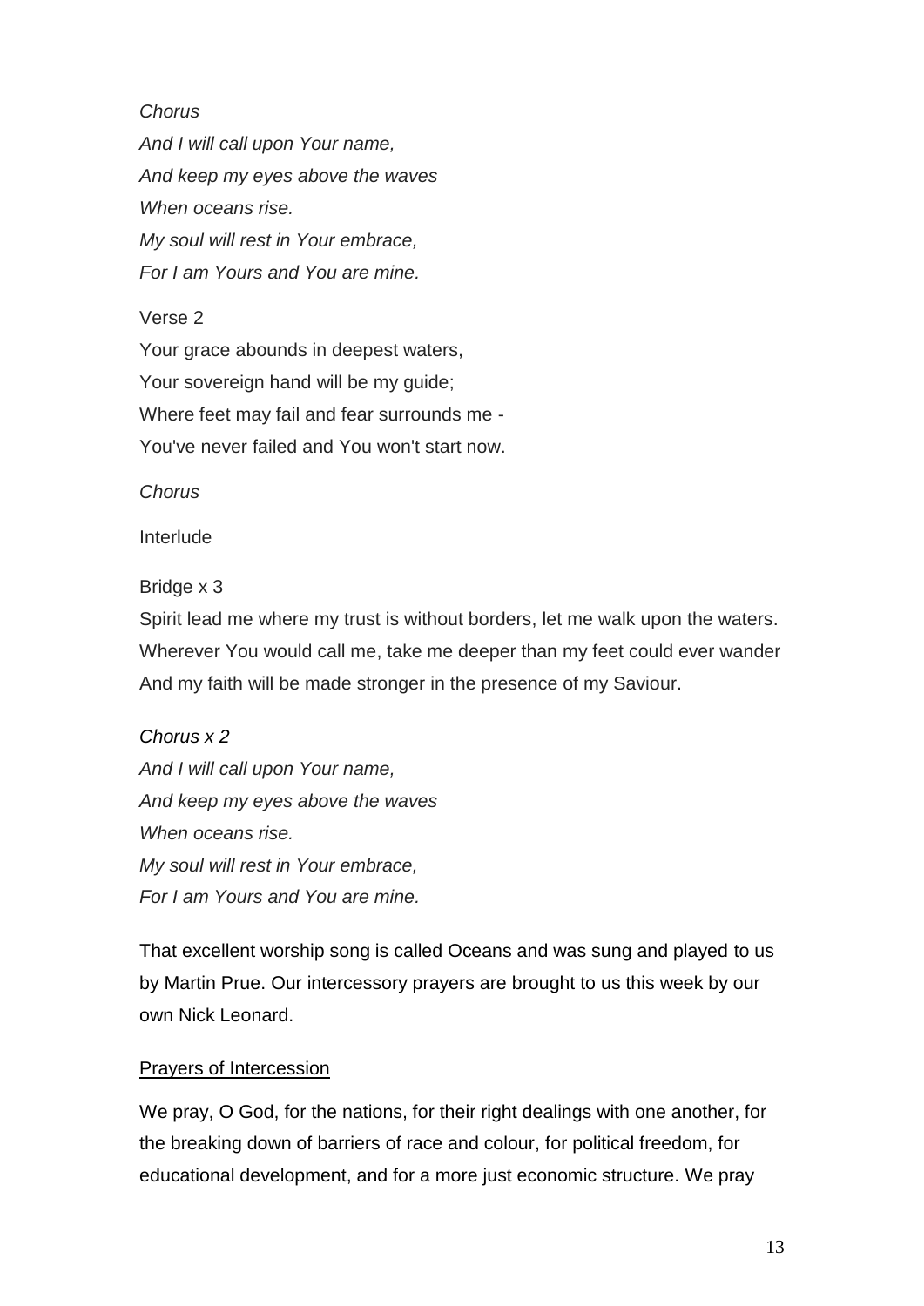*Chorus*
*And I will call upon Your name,*
*And keep my eyes above the waves*
*When oceans rise.*
*My soul will rest in Your embrace,*
*For I am Yours and You are mine.*

Verse 2
Your grace abounds in deepest waters,
Your sovereign hand will be my guide;
Where feet may fail and fear surrounds me -
You've never failed and You won't start now.

*Chorus*

Interlude

Bridge x 3
Spirit lead me where my trust is without borders, let me walk upon the waters.
Wherever You would call me, take me deeper than my feet could ever wander
And my faith will be made stronger in the presence of my Saviour.

*Chorus x 2*
*And I will call upon Your name,*
*And keep my eyes above the waves*
*When oceans rise.*
*My soul will rest in Your embrace,*
*For I am Yours and You are mine.*

That excellent worship song is called Oceans and was sung and played to us by Martin Prue. Our intercessory prayers are brought to us this week by our own Nick Leonard.

<u>Prayers of Intercession</u>

We pray, O God, for the nations, for their right dealings with one another, for the breaking down of barriers of race and colour, for political freedom, for educational development, and for a more just economic structure. We pray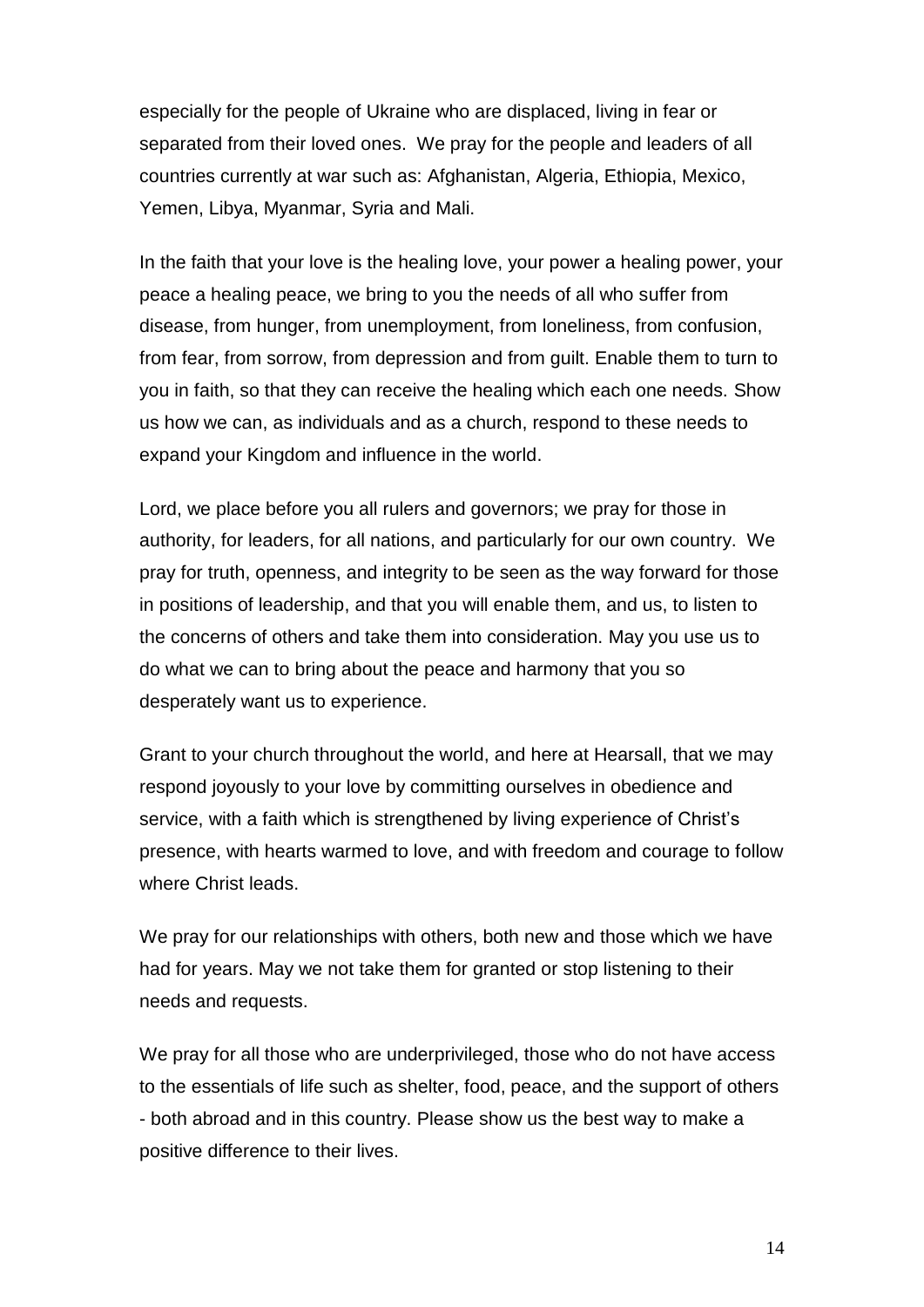especially for the people of Ukraine who are displaced, living in fear or separated from their loved ones. We pray for the people and leaders of all countries currently at war such as: Afghanistan, Algeria, Ethiopia, Mexico, Yemen, Libya, Myanmar, Syria and Mali.

In the faith that your love is the healing love, your power a healing power, your peace a healing peace, we bring to you the needs of all who suffer from disease, from hunger, from unemployment, from loneliness, from confusion, from fear, from sorrow, from depression and from guilt. Enable them to turn to you in faith, so that they can receive the healing which each one needs. Show us how we can, as individuals and as a church, respond to these needs to expand your Kingdom and influence in the world.

Lord, we place before you all rulers and governors; we pray for those in authority, for leaders, for all nations, and particularly for our own country. We pray for truth, openness, and integrity to be seen as the way forward for those in positions of leadership, and that you will enable them, and us, to listen to the concerns of others and take them into consideration. May you use us to do what we can to bring about the peace and harmony that you so desperately want us to experience.

Grant to your church throughout the world, and here at Hearsall, that we may respond joyously to your love by committing ourselves in obedience and service, with a faith which is strengthened by living experience of Christ's presence, with hearts warmed to love, and with freedom and courage to follow where Christ leads.

We pray for our relationships with others, both new and those which we have had for years. May we not take them for granted or stop listening to their needs and requests.

We pray for all those who are underprivileged, those who do not have access to the essentials of life such as shelter, food, peace, and the support of others - both abroad and in this country. Please show us the best way to make a positive difference to their lives.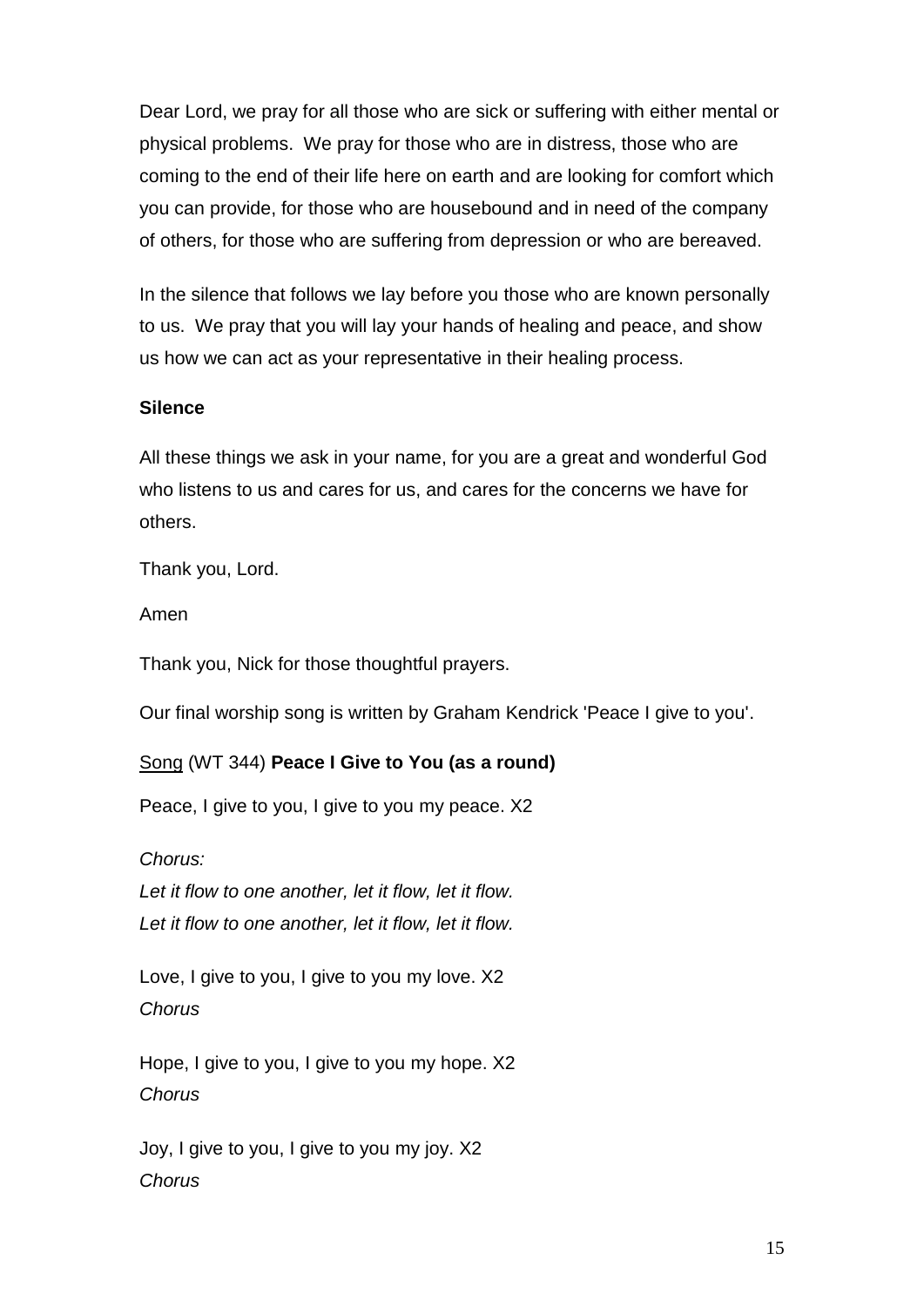Dear Lord, we pray for all those who are sick or suffering with either mental or physical problems.  We pray for those who are in distress, those who are coming to the end of their life here on earth and are looking for comfort which you can provide, for those who are housebound and in need of the company of others, for those who are suffering from depression or who are bereaved.

In the silence that follows we lay before you those who are known personally to us.  We pray that you will lay your hands of healing and peace, and show us how we can act as your representative in their healing process.

**Silence**

All these things we ask in your name, for you are a great and wonderful God who listens to us and cares for us, and cares for the concerns we have for others.

Thank you, Lord.

Amen

Thank you, Nick for those thoughtful prayers.

Our final worship song is written by Graham Kendrick 'Peace I give to you'.

<u>Song</u> (WT 344) **Peace I Give to You (as a round)**

Peace, I give to you, I give to you my peace. X2

*Chorus:*
*Let it flow to one another, let it flow, let it flow.*
*Let it flow to one another, let it flow, let it flow.*

Love, I give to you, I give to you my love. X2
*Chorus*

Hope, I give to you, I give to you my hope. X2
*Chorus*

Joy, I give to you, I give to you my joy. X2
*Chorus*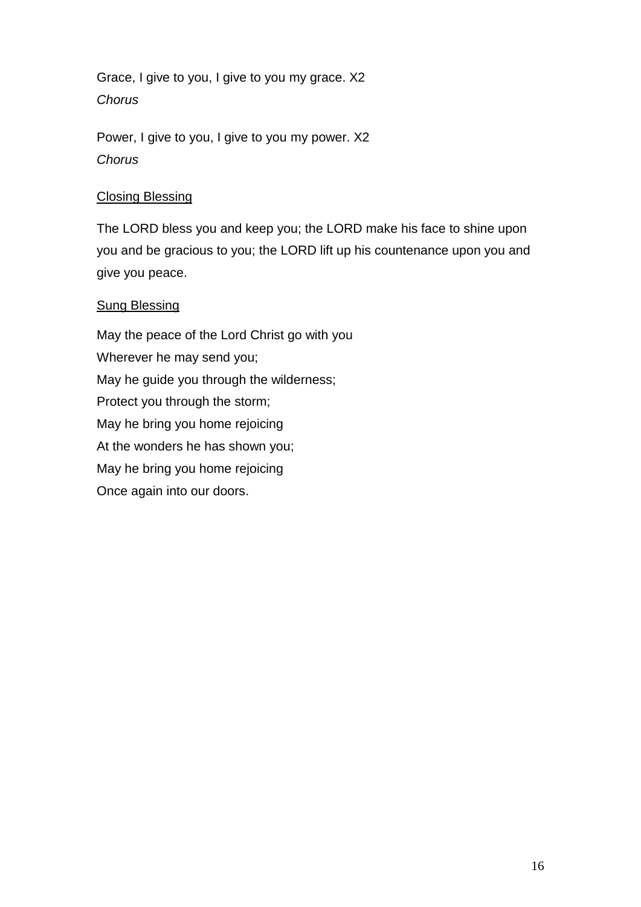Grace, I give to you, I give to you my grace. X2
*Chorus*

Power, I give to you, I give to you my power. X2
*Chorus*

Closing Blessing

The LORD bless you and keep you; the LORD make his face to shine upon you and be gracious to you; the LORD lift up his countenance upon you and give you peace.

Sung Blessing

May the peace of the Lord Christ go with you
Wherever he may send you;
May he guide you through the wilderness;
Protect you through the storm;
May he bring you home rejoicing
At the wonders he has shown you;
May he bring you home rejoicing
Once again into our doors.